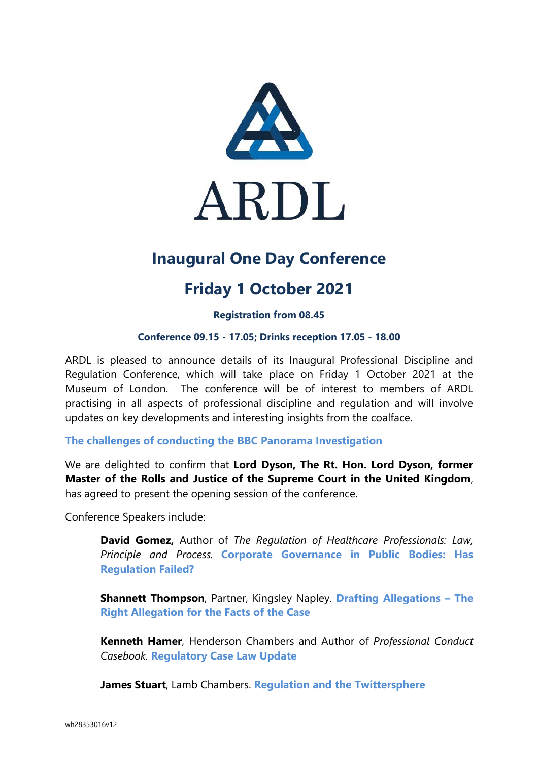# ARDL

## Inaugural One Day Conference

## Friday 1 October 2021

**Registration from 08.45**

**Conference 09.15 - 17.05; Drinks reception 17.05 - 18.00**

ARDL is pleased to announce details of its Inaugural Professional Discipline and Regulation Conference, which will take place on Friday 1 October 2021 at the Museum of London. The conference will be of interest to members of ARDL practising in all aspects of professional discipline and regulation and will involve updates on key developments and interesting insights from the coalface.

**The challenges of conducting the BBC Panorama Investigation**

We are delighted to confirm that **Lord Dyson, The Rt. Hon. Lord Dyson, former Master of the Rolls and Justice of the Supreme Court in the United Kingdom**, has agreed to present the opening session of the conference.

Conference Speakers include:

> **David Gomez,** Author of *The Regulation of Healthcare Professionals: Law, Principle and Process*. **Corporate Governance in Public Bodies: Has Regulation Failed?**
>
> **Shannett Thompson**, Partner, Kingsley Napley. **Drafting Allegations – The Right Allegation for the Facts of the Case**
>
> **Kenneth Hamer**, Henderson Chambers and Author of *Professional Conduct Casebook*. **Regulatory Case Law Update**
>
> **James Stuart**, Lamb Chambers. **Regulation and the Twittersphere**

wh28353016v12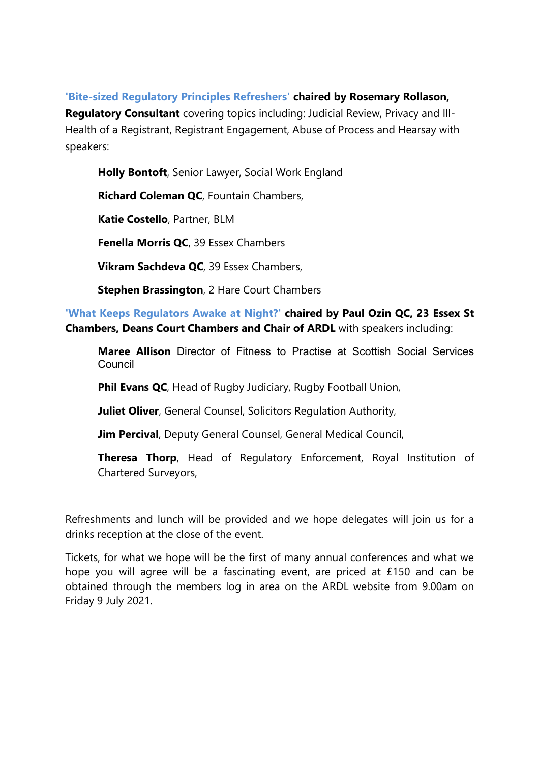**'Bite-sized Regulatory Principles Refreshers' chaired by Rosemary Rollason, Regulatory Consultant** covering topics including: Judicial Review, Privacy and Ill-Health of a Registrant, Registrant Engagement, Abuse of Process and Hearsay with speakers:

**Holly Bontoft**, Senior Lawyer, Social Work England

**Richard Coleman QC**, Fountain Chambers,

**Katie Costello**, Partner, BLM

**Fenella Morris QC**, 39 Essex Chambers

**Vikram Sachdeva QC**, 39 Essex Chambers,

**Stephen Brassington**, 2 Hare Court Chambers

**'What Keeps Regulators Awake at Night?' chaired by Paul Ozin QC, 23 Essex St Chambers, Deans Court Chambers and Chair of ARDL** with speakers including:

**Maree Allison** Director of Fitness to Practise at Scottish Social Services Council

**Phil Evans QC**, Head of Rugby Judiciary, Rugby Football Union,

**Juliet Oliver**, General Counsel, Solicitors Regulation Authority,

**Jim Percival**, Deputy General Counsel, General Medical Council,

**Theresa Thorp**, Head of Regulatory Enforcement, Royal Institution of Chartered Surveyors,

Refreshments and lunch will be provided and we hope delegates will join us for a drinks reception at the close of the event.

Tickets, for what we hope will be the first of many annual conferences and what we hope you will agree will be a fascinating event, are priced at £150 and can be obtained through the members log in area on the ARDL website from 9.00am on Friday 9 July 2021.